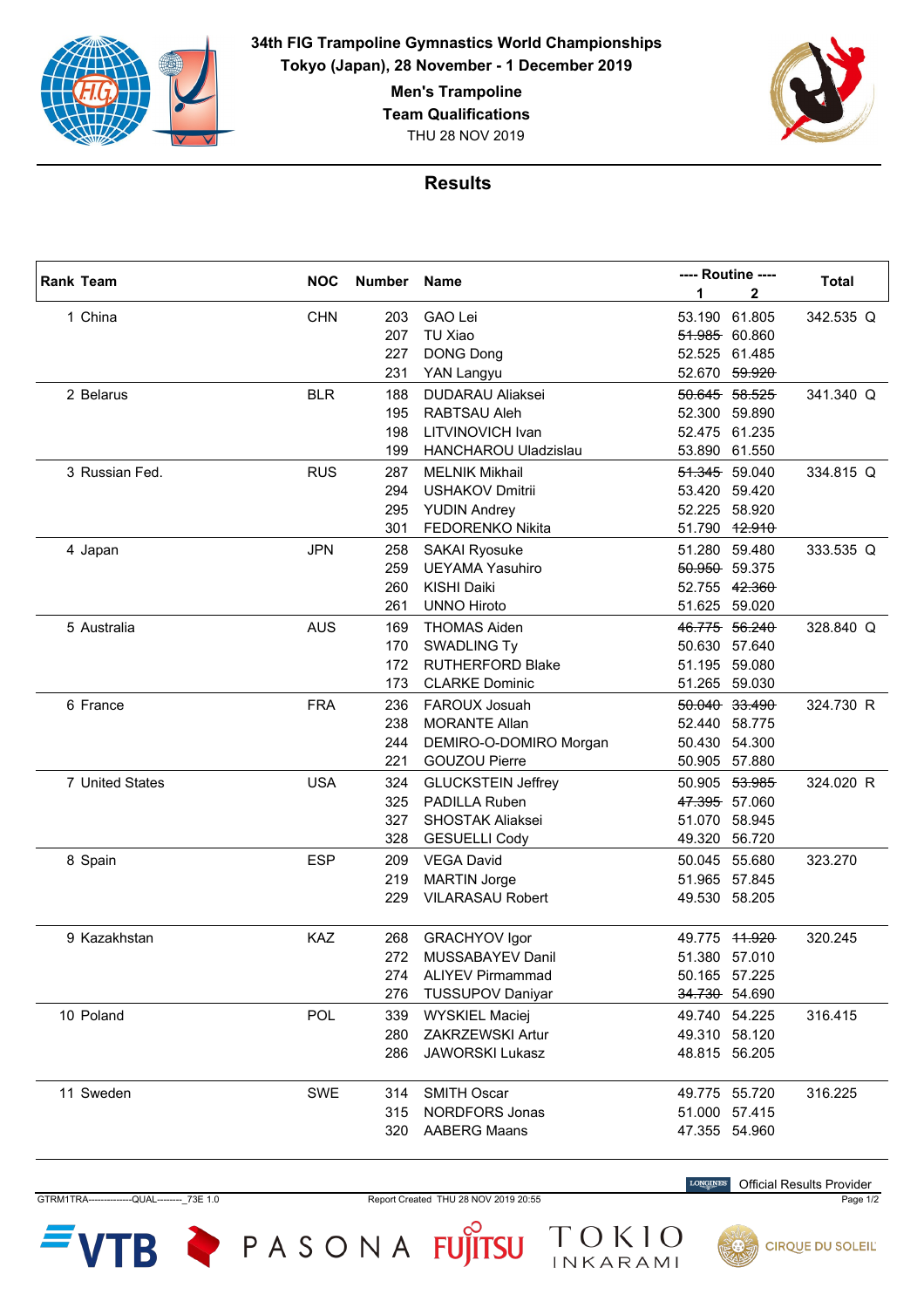# 34th FIG Trampoline Gymnastics World Championships

**Tokyo (Japan), 28 November - 1 December 2019**

**Men's Trampoline**

**Team Qualifications**

THU 28 NOV 2019

## Results

| Rank | Team | NOC | Number | Name | Routine 1 | Routine 2 | Total |
|---|---|---|---|---|---|---|---|
| 1 | China | CHN | 203 | GAO Lei | 53.190 | 61.805 | 342.535 Q |
| | | | 207 | TU Xiao | ~~51.985~~ | 60.860 | |
| | | | 227 | DONG Dong | 52.525 | 61.485 | |
| | | | 231 | YAN Langyu | 52.670 | ~~59.920~~ | |
| 2 | Belarus | BLR | 188 | DUDARAU Aliaksei | ~~50.645~~ | ~~58.525~~ | 341.340 Q |
| | | | 195 | RABTSAU Aleh | 52.300 | 59.890 | |
| | | | 198 | LITVINOVICH Ivan | 52.475 | 61.235 | |
| | | | 199 | HANCHAROU Uladzislau | 53.890 | 61.550 | |
| 3 | Russian Fed. | RUS | 287 | MELNIK Mikhail | ~~51.345~~ | 59.040 | 334.815 Q |
| | | | 294 | USHAKOV Dmitrii | 53.420 | 59.420 | |
| | | | 295 | YUDIN Andrey | 52.225 | 58.920 | |
| | | | 301 | FEDORENKO Nikita | 51.790 | ~~12.910~~ | |
| 4 | Japan | JPN | 258 | SAKAI Ryosuke | 51.280 | 59.480 | 333.535 Q |
| | | | 259 | UEYAMA Yasuhiro | ~~50.950~~ | 59.375 | |
| | | | 260 | KISHI Daiki | 52.755 | ~~42.360~~ | |
| | | | 261 | UNNO Hiroto | 51.625 | 59.020 | |
| 5 | Australia | AUS | 169 | THOMAS Aiden | ~~46.775~~ | ~~56.240~~ | 328.840 Q |
| | | | 170 | SWADLING Ty | 50.630 | 57.640 | |
| | | | 172 | RUTHERFORD Blake | 51.195 | 59.080 | |
| | | | 173 | CLARKE Dominic | 51.265 | 59.030 | |
| 6 | France | FRA | 236 | FAROUX Josuah | ~~50.040~~ | ~~33.490~~ | 324.730 R |
| | | | 238 | MORANTE Allan | 52.440 | 58.775 | |
| | | | 244 | DEMIRO-O-DOMIRO Morgan | 50.430 | 54.300 | |
| | | | 221 | GOUZOU Pierre | 50.905 | 57.880 | |
| 7 | United States | USA | 324 | GLUCKSTEIN Jeffrey | 50.905 | ~~53.985~~ | 324.020 R |
| | | | 325 | PADILLA Ruben | ~~47.395~~ | 57.060 | |
| | | | 327 | SHOSTAK Aliaksei | 51.070 | 58.945 | |
| | | | 328 | GESUELLI Cody | 49.320 | 56.720 | |
| 8 | Spain | ESP | 209 | VEGA David | 50.045 | 55.680 | 323.270 |
| | | | 219 | MARTIN Jorge | 51.965 | 57.845 | |
| | | | 229 | VILARASAU Robert | 49.530 | 58.205 | |
| 9 | Kazakhstan | KAZ | 268 | GRACHYOV Igor | 49.775 | ~~11.920~~ | 320.245 |
| | | | 272 | MUSSABAYEV Danil | 51.380 | 57.010 | |
| | | | 274 | ALIYEV Pirmammad | 50.165 | 57.225 | |
| | | | 276 | TUSSUPOV Daniyar | ~~34.730~~ | 54.690 | |
| 10 | Poland | POL | 339 | WYSKIEL Maciej | 49.740 | 54.225 | 316.415 |
| | | | 280 | ZAKRZEWSKI Artur | 49.310 | 58.120 | |
| | | | 286 | JAWORSKI Lukasz | 48.815 | 56.205 | |
| 11 | Sweden | SWE | 314 | SMITH Oscar | 49.775 | 55.720 | 316.225 |
| | | | 315 | NORDFORS Jonas | 51.000 | 57.415 | |
| | | | 320 | AABERG Maans | 47.355 | 54.960 | |

Official Results Provider

GTRM1TRA--------------QUAL--------_73E 1.0 Report Created THU 28 NOV 2019 20:55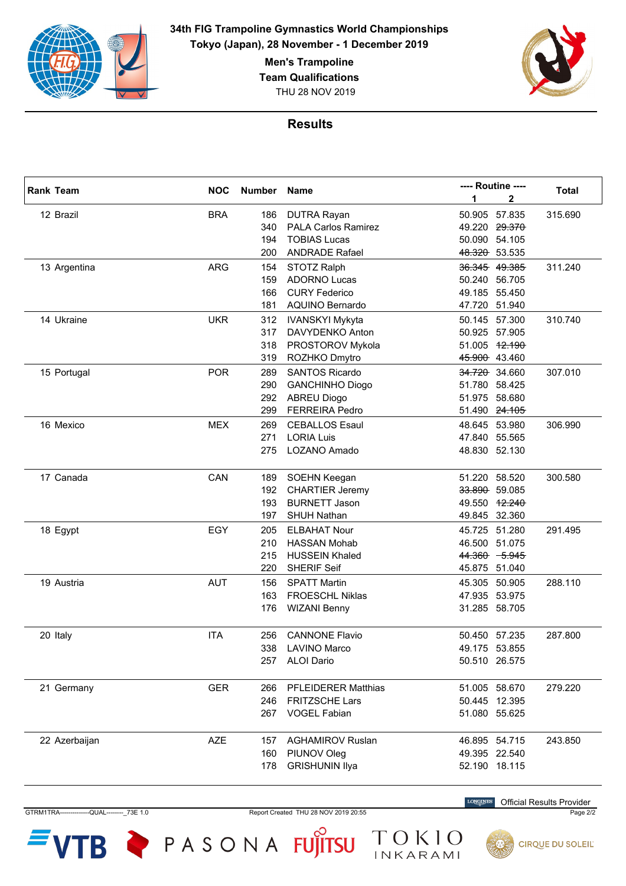**34th FIG Trampoline Gymnastics World Championships**
**Tokyo (Japan), 28 November - 1 December 2019**

**Men's Trampoline**
**Team Qualifications**
THU 28 NOV 2019

## Results

| Rank | Team | NOC | Number | Name | Routine 1 | Routine 2 | Total |
|---|---|---|---|---|---|---|---|
| 12 | Brazil | BRA | 186 | DUTRA Rayan | 50.905 | 57.835 | 315.690 |
| | | | 340 | PALA Carlos Ramirez | 49.220 | ~~29.370~~ | |
| | | | 194 | TOBIAS Lucas | 50.090 | 54.105 | |
| | | | 200 | ANDRADE Rafael | ~~48.320~~ | 53.535 | |
| 13 | Argentina | ARG | 154 | STOTZ Ralph | ~~36.345~~ | ~~49.385~~ | 311.240 |
| | | | 159 | ADORNO Lucas | 50.240 | 56.705 | |
| | | | 166 | CURY Federico | 49.185 | 55.450 | |
| | | | 181 | AQUINO Bernardo | 47.720 | 51.940 | |
| 14 | Ukraine | UKR | 312 | IVANSKYI Mykyta | 50.145 | 57.300 | 310.740 |
| | | | 317 | DAVYDENKO Anton | 50.925 | 57.905 | |
| | | | 318 | PROSTOROV Mykola | 51.005 | ~~12.190~~ | |
| | | | 319 | ROZHKO Dmytro | ~~45.900~~ | 43.460 | |
| 15 | Portugal | POR | 289 | SANTOS Ricardo | ~~34.720~~ | 34.660 | 307.010 |
| | | | 290 | GANCHINHO Diogo | 51.780 | 58.425 | |
| | | | 292 | ABREU Diogo | 51.975 | 58.680 | |
| | | | 299 | FERREIRA Pedro | 51.490 | ~~24.105~~ | |
| 16 | Mexico | MEX | 269 | CEBALLOS Esaul | 48.645 | 53.980 | 306.990 |
| | | | 271 | LORIA Luis | 47.840 | 55.565 | |
| | | | 275 | LOZANO Amado | 48.830 | 52.130 | |
| 17 | Canada | CAN | 189 | SOEHN Keegan | 51.220 | 58.520 | 300.580 |
| | | | 192 | CHARTIER Jeremy | ~~33.890~~ | 59.085 | |
| | | | 193 | BURNETT Jason | 49.550 | ~~12.240~~ | |
| | | | 197 | SHUH Nathan | 49.845 | 32.360 | |
| 18 | Egypt | EGY | 205 | ELBAHAT Nour | 45.725 | 51.280 | 291.495 |
| | | | 210 | HASSAN Mohab | 46.500 | 51.075 | |
| | | | 215 | HUSSEIN Khaled | ~~44.360~~ | ~~5.945~~ | |
| | | | 220 | SHERIF Seif | 45.875 | 51.040 | |
| 19 | Austria | AUT | 156 | SPATT Martin | 45.305 | 50.905 | 288.110 |
| | | | 163 | FROESCHL Niklas | 47.935 | 53.975 | |
| | | | 176 | WIZANI Benny | 31.285 | 58.705 | |
| 20 | Italy | ITA | 256 | CANNONE Flavio | 50.450 | 57.235 | 287.800 |
| | | | 338 | LAVINO Marco | 49.175 | 53.855 | |
| | | | 257 | ALOI Dario | 50.510 | 26.575 | |
| 21 | Germany | GER | 266 | PFLEIDERER Matthias | 51.005 | 58.670 | 279.220 |
| | | | 246 | FRITZSCHE Lars | 50.445 | 12.395 | |
| | | | 267 | VOGEL Fabian | 51.080 | 55.625 | |
| 22 | Azerbaijan | AZE | 157 | AGHAMIROV Ruslan | 46.895 | 54.715 | 243.850 |
| | | | 160 | PIUNOV Oleg | 49.395 | 22.540 | |
| | | | 178 | GRISHUNIN Ilya | 52.190 | 18.115 | |

Official Results Provider

GTRM1TRA--------------QUAL--------_73E 1.0    Report Created THU 28 NOV 2019 20:55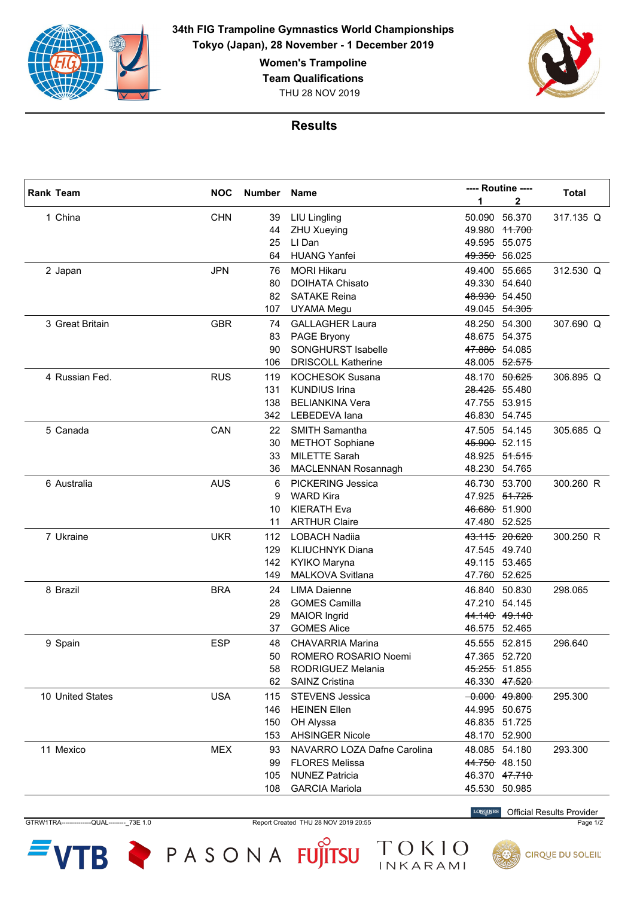**34th FIG Trampoline Gymnastics World Championships**
**Tokyo (Japan), 28 November - 1 December 2019**

**Women's Trampoline**
**Team Qualifications**
THU 28 NOV 2019

## Results

| Rank | Team | NOC | Number | Name | Routine 1 | Routine 2 | Total |
|---|---|---|---|---|---|---|---|
| 1 | China | CHN | 39 | LIU Lingling | 50.090 | 56.370 | 317.135 Q |
| | | | 44 | ZHU Xueying | 49.980 | ~~11.700~~ | |
| | | | 25 | LI Dan | 49.595 | 55.075 | |
| | | | 64 | HUANG Yanfei | ~~49.350~~ | 56.025 | |
| 2 | Japan | JPN | 76 | MORI Hikaru | 49.400 | 55.665 | 312.530 Q |
| | | | 80 | DOIHATA Chisato | 49.330 | 54.640 | |
| | | | 82 | SATAKE Reina | ~~48.930~~ | 54.450 | |
| | | | 107 | UYAMA Megu | 49.045 | ~~54.305~~ | |
| 3 | Great Britain | GBR | 74 | GALLAGHER Laura | 48.250 | 54.300 | 307.690 Q |
| | | | 83 | PAGE Bryony | 48.675 | 54.375 | |
| | | | 90 | SONGHURST Isabelle | ~~47.880~~ | 54.085 | |
| | | | 106 | DRISCOLL Katherine | 48.005 | ~~52.575~~ | |
| 4 | Russian Fed. | RUS | 119 | KOCHESOK Susana | 48.170 | ~~50.625~~ | 306.895 Q |
| | | | 131 | KUNDIUS Irina | ~~28.425~~ | 55.480 | |
| | | | 138 | BELIANKINA Vera | 47.755 | 53.915 | |
| | | | 342 | LEBEDEVA Iana | 46.830 | 54.745 | |
| 5 | Canada | CAN | 22 | SMITH Samantha | 47.505 | 54.145 | 305.685 Q |
| | | | 30 | METHOT Sophiane | ~~45.900~~ | 52.115 | |
| | | | 33 | MILETTE Sarah | 48.925 | ~~51.515~~ | |
| | | | 36 | MACLENNAN Rosannagh | 48.230 | 54.765 | |
| 6 | Australia | AUS | 6 | PICKERING Jessica | 46.730 | 53.700 | 300.260 R |
| | | | 9 | WARD Kira | 47.925 | ~~51.725~~ | |
| | | | 10 | KIERATH Eva | ~~46.680~~ | 51.900 | |
| | | | 11 | ARTHUR Claire | 47.480 | 52.525 | |
| 7 | Ukraine | UKR | 112 | LOBACH Nadiia | ~~43.115~~ | ~~20.620~~ | 300.250 R |
| | | | 129 | KLIUCHNYK Diana | 47.545 | 49.740 | |
| | | | 142 | KYIKO Maryna | 49.115 | 53.465 | |
| | | | 149 | MALKOVA Svitlana | 47.760 | 52.625 | |
| 8 | Brazil | BRA | 24 | LIMA Daienne | 46.840 | 50.830 | 298.065 |
| | | | 28 | GOMES Camilla | 47.210 | 54.145 | |
| | | | 29 | MAIOR Ingrid | ~~44.140~~ | ~~49.140~~ | |
| | | | 37 | GOMES Alice | 46.575 | 52.465 | |
| 9 | Spain | ESP | 48 | CHAVARRIA Marina | 45.555 | 52.815 | 296.640 |
| | | | 50 | ROMERO ROSARIO Noemi | 47.365 | 52.720 | |
| | | | 58 | RODRIGUEZ Melania | ~~45.255~~ | 51.855 | |
| | | | 62 | SAINZ Cristina | 46.330 | ~~47.520~~ | |
| 10 | United States | USA | 115 | STEVENS Jessica | ~~0.000~~ | ~~49.800~~ | 295.300 |
| | | | 146 | HEINEN Ellen | 44.995 | 50.675 | |
| | | | 150 | OH Alyssa | 46.835 | 51.725 | |
| | | | 153 | AHSINGER Nicole | 48.170 | 52.900 | |
| 11 | Mexico | MEX | 93 | NAVARRO LOZA Dafne Carolina | 48.085 | 54.180 | 293.300 |
| | | | 99 | FLORES Melissa | ~~44.750~~ | 48.150 | |
| | | | 105 | NUNEZ Patricia | 46.370 | ~~47.710~~ | |
| | | | 108 | GARCIA Mariola | 45.530 | 50.985 | |

Official Results Provider

GTRW1TRA--------------QUAL--------_73E 1.0 Report Created THU 28 NOV 2019 20:55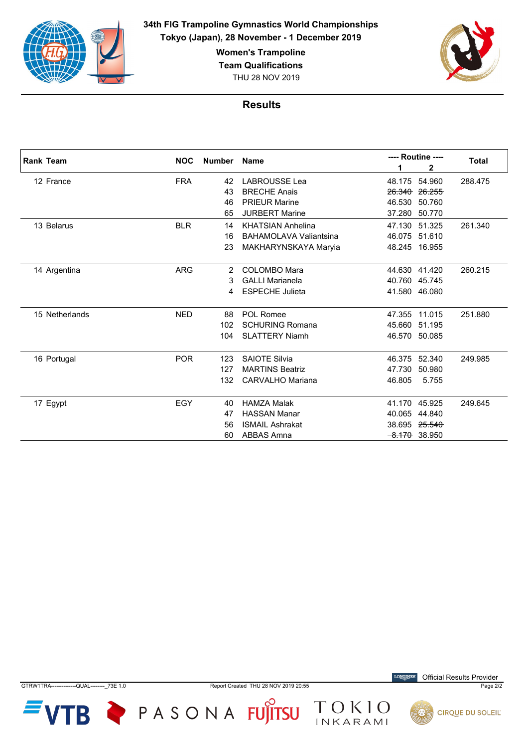**34th FIG Trampoline Gymnastics World Championships**
**Tokyo (Japan), 28 November - 1 December 2019**

**Women's Trampoline**
**Team Qualifications**
THU 28 NOV 2019

## Results

| Rank | Team | NOC | Number | Name | Routine 1 | Routine 2 | Total |
|---|---|---|---|---|---|---|---|
| 12 | France | FRA | 42 | LABROUSSE Lea | 48.175 | 54.960 | 288.475 |
| | | | 43 | BRECHE Anais | ~~26.340~~ | ~~26.255~~ | |
| | | | 46 | PRIEUR Marine | 46.530 | 50.760 | |
| | | | 65 | JURBERT Marine | 37.280 | 50.770 | |
| 13 | Belarus | BLR | 14 | KHATSIAN Anhelina | 47.130 | 51.325 | 261.340 |
| | | | 16 | BAHAMOLAVA Valiantsina | 46.075 | 51.610 | |
| | | | 23 | MAKHARYNSKAYA Maryia | 48.245 | 16.955 | |
| 14 | Argentina | ARG | 2 | COLOMBO Mara | 44.630 | 41.420 | 260.215 |
| | | | 3 | GALLI Marianela | 40.760 | 45.745 | |
| | | | 4 | ESPECHE Julieta | 41.580 | 46.080 | |
| 15 | Netherlands | NED | 88 | POL Romee | 47.355 | 11.015 | 251.880 |
| | | | 102 | SCHURING Romana | 45.660 | 51.195 | |
| | | | 104 | SLATTERY Niamh | 46.570 | 50.085 | |
| 16 | Portugal | POR | 123 | SAIOTE Silvia | 46.375 | 52.340 | 249.985 |
| | | | 127 | MARTINS Beatriz | 47.730 | 50.980 | |
| | | | 132 | CARVALHO Mariana | 46.805 | 5.755 | |
| 17 | Egypt | EGY | 40 | HAMZA Malak | 41.170 | 45.925 | 249.645 |
| | | | 47 | HASSAN Manar | 40.065 | 44.840 | |
| | | | 56 | ISMAIL Ashrakat | 38.695 | ~~25.540~~ | |
| | | | 60 | ABBAS Amna | ~~8.170~~ | 38.950 | |

GTRW1TRA--------------QUAL--------_73E 1.0 Report Created THU 28 NOV 2019 20:55

Official Results Provider